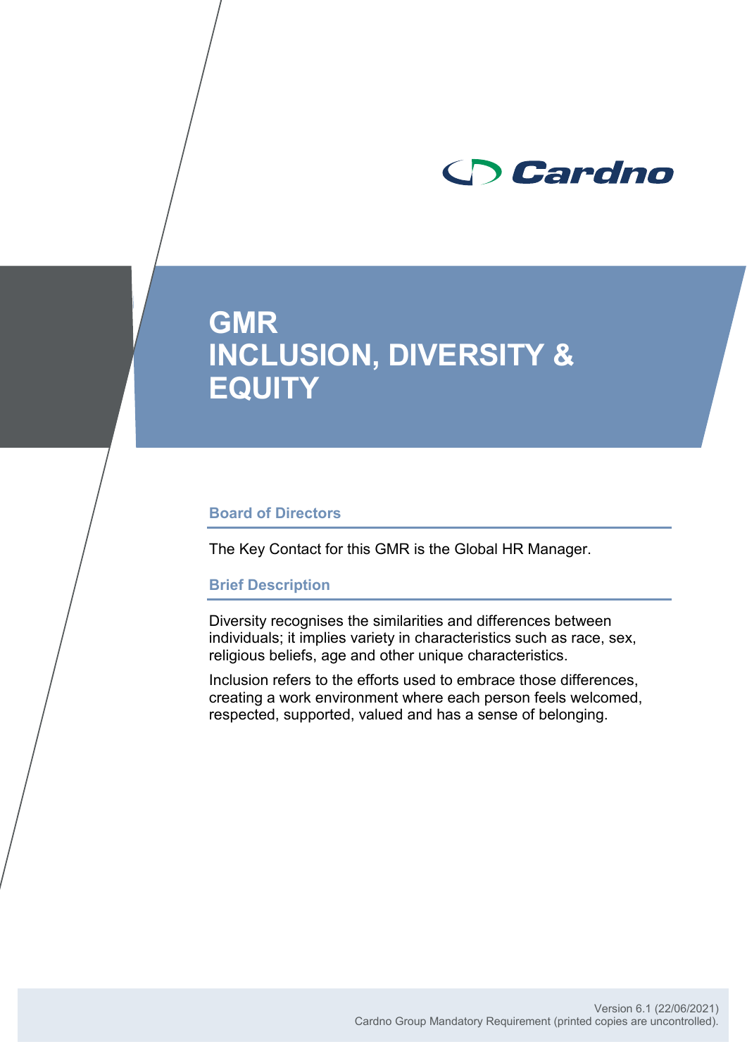# GMR INCLUSION, DIVERSITY & EQUITY

## Board of Directors

The Key Contact for this GMR is the Global HR Manager.

## Brief Description

Diversity recognises the similarities and differences between individuals; it implies variety in characteristics such as race, sex, religious beliefs, age and other unique characteristics.

Inclusion refers to the efforts used to embrace those differences, creating a work environment where each person feels welcomed, respected, supported, valued and has a sense of belonging.

Version 6.1 (22/06/2021)
Cardno Group Mandatory Requirement (printed copies are uncontrolled).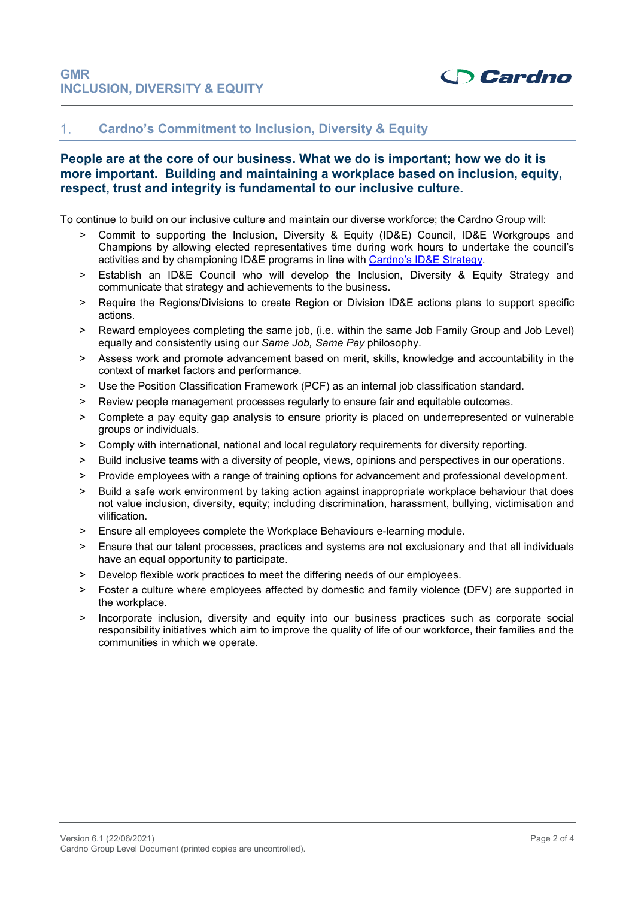## 1. Cardno's Commitment to Inclusion, Diversity & Equity

**People are at the core of our business. What we do is important; how we do it is more important. Building and maintaining a workplace based on inclusion, equity, respect, trust and integrity is fundamental to our inclusive culture.**

To continue to build on our inclusive culture and maintain our diverse workforce; the Cardno Group will:

- Commit to supporting the Inclusion, Diversity & Equity (ID&E) Council, ID&E Workgroups and Champions by allowing elected representatives time during work hours to undertake the council's activities and by championing ID&E programs in line with Cardno's ID&E Strategy.
- Establish an ID&E Council who will develop the Inclusion, Diversity & Equity Strategy and communicate that strategy and achievements to the business.
- Require the Regions/Divisions to create Region or Division ID&E actions plans to support specific actions.
- Reward employees completing the same job, (i.e. within the same Job Family Group and Job Level) equally and consistently using our *Same Job, Same Pay* philosophy.
- Assess work and promote advancement based on merit, skills, knowledge and accountability in the context of market factors and performance.
- Use the Position Classification Framework (PCF) as an internal job classification standard.
- Review people management processes regularly to ensure fair and equitable outcomes.
- Complete a pay equity gap analysis to ensure priority is placed on underrepresented or vulnerable groups or individuals.
- Comply with international, national and local regulatory requirements for diversity reporting.
- Build inclusive teams with a diversity of people, views, opinions and perspectives in our operations.
- Provide employees with a range of training options for advancement and professional development.
- Build a safe work environment by taking action against inappropriate workplace behaviour that does not value inclusion, diversity, equity; including discrimination, harassment, bullying, victimisation and vilification.
- Ensure all employees complete the Workplace Behaviours e-learning module.
- Ensure that our talent processes, practices and systems are not exclusionary and that all individuals have an equal opportunity to participate.
- Develop flexible work practices to meet the differing needs of our employees.
- Foster a culture where employees affected by domestic and family violence (DFV) are supported in the workplace.
- Incorporate inclusion, diversity and equity into our business practices such as corporate social responsibility initiatives which aim to improve the quality of life of our workforce, their families and the communities in which we operate.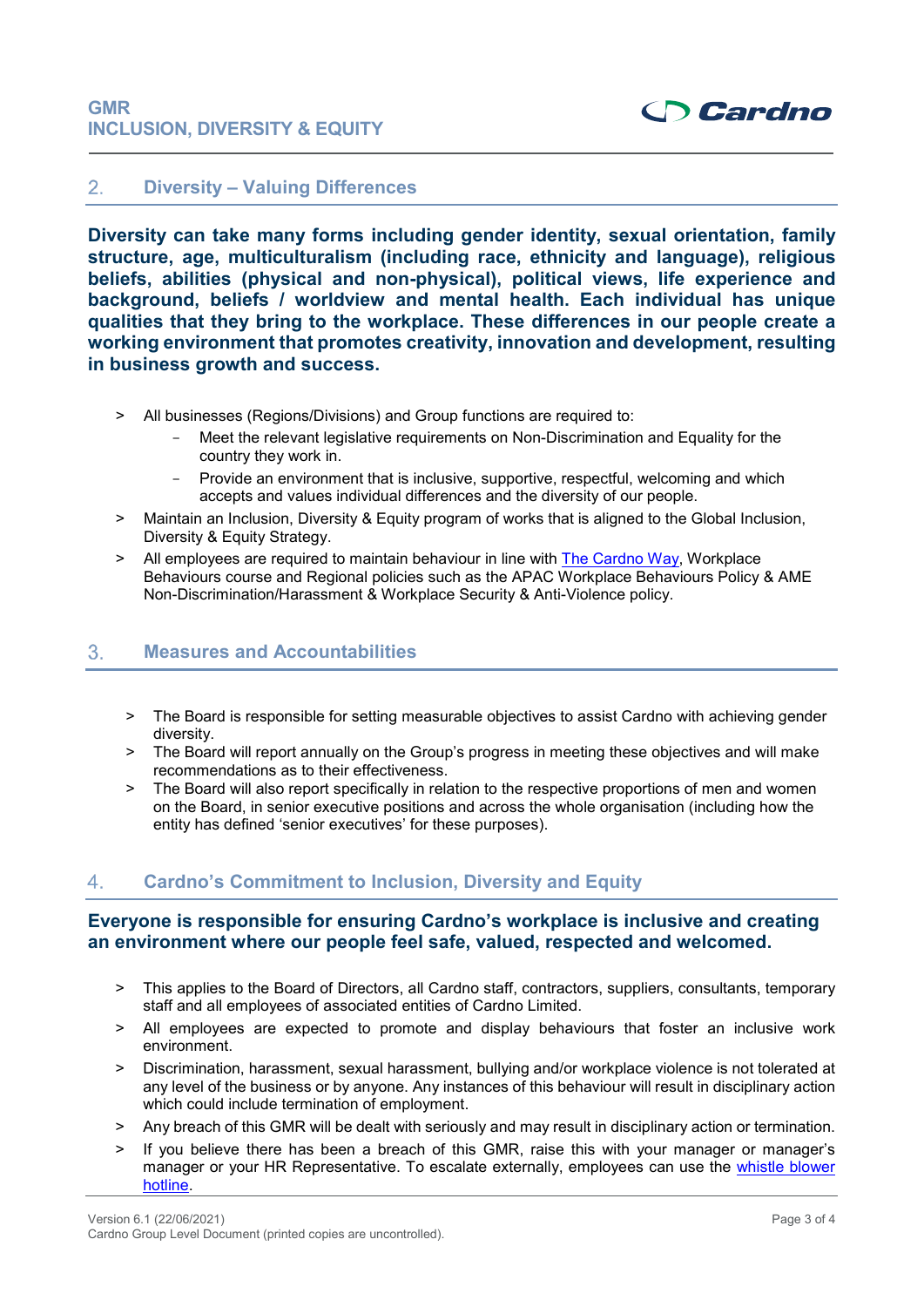## 2. Diversity – Valuing Differences

**Diversity can take many forms including gender identity, sexual orientation, family structure, age, multiculturalism (including race, ethnicity and language), religious beliefs, abilities (physical and non-physical), political views, life experience and background, beliefs / worldview and mental health. Each individual has unique qualities that they bring to the workplace. These differences in our people create a working environment that promotes creativity, innovation and development, resulting in business growth and success.**

- All businesses (Regions/Divisions) and Group functions are required to:
  - Meet the relevant legislative requirements on Non-Discrimination and Equality for the country they work in.
  - Provide an environment that is inclusive, supportive, respectful, welcoming and which accepts and values individual differences and the diversity of our people.
- Maintain an Inclusion, Diversity & Equity program of works that is aligned to the Global Inclusion, Diversity & Equity Strategy.
- All employees are required to maintain behaviour in line with The Cardno Way, Workplace Behaviours course and Regional policies such as the APAC Workplace Behaviours Policy & AME Non-Discrimination/Harassment & Workplace Security & Anti-Violence policy.

## 3. Measures and Accountabilities

- The Board is responsible for setting measurable objectives to assist Cardno with achieving gender diversity.
- The Board will report annually on the Group's progress in meeting these objectives and will make recommendations as to their effectiveness.
- The Board will also report specifically in relation to the respective proportions of men and women on the Board, in senior executive positions and across the whole organisation (including how the entity has defined 'senior executives' for these purposes).

## 4. Cardno's Commitment to Inclusion, Diversity and Equity

**Everyone is responsible for ensuring Cardno's workplace is inclusive and creating an environment where our people feel safe, valued, respected and welcomed.**

- This applies to the Board of Directors, all Cardno staff, contractors, suppliers, consultants, temporary staff and all employees of associated entities of Cardno Limited.
- All employees are expected to promote and display behaviours that foster an inclusive work environment.
- Discrimination, harassment, sexual harassment, bullying and/or workplace violence is not tolerated at any level of the business or by anyone. Any instances of this behaviour will result in disciplinary action which could include termination of employment.
- Any breach of this GMR will be dealt with seriously and may result in disciplinary action or termination.
- If you believe there has been a breach of this GMR, raise this with your manager or manager's manager or your HR Representative. To escalate externally, employees can use the whistle blower hotline.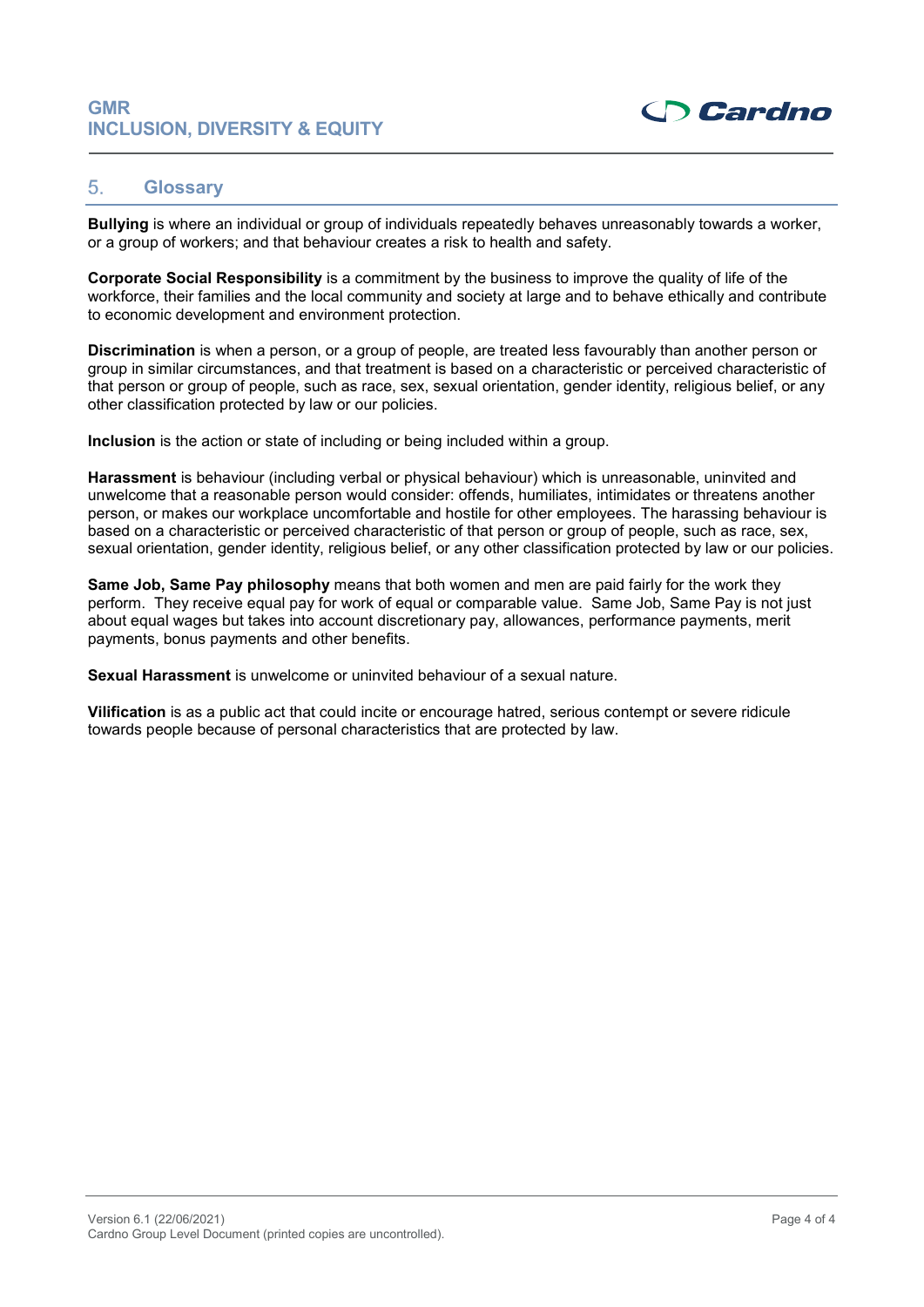## 5. Glossary

**Bullying** is where an individual or group of individuals repeatedly behaves unreasonably towards a worker, or a group of workers; and that behaviour creates a risk to health and safety.

**Corporate Social Responsibility** is a commitment by the business to improve the quality of life of the workforce, their families and the local community and society at large and to behave ethically and contribute to economic development and environment protection.

**Discrimination** is when a person, or a group of people, are treated less favourably than another person or group in similar circumstances, and that treatment is based on a characteristic or perceived characteristic of that person or group of people, such as race, sex, sexual orientation, gender identity, religious belief, or any other classification protected by law or our policies.

**Inclusion** is the action or state of including or being included within a group.

**Harassment** is behaviour (including verbal or physical behaviour) which is unreasonable, uninvited and unwelcome that a reasonable person would consider: offends, humiliates, intimidates or threatens another person, or makes our workplace uncomfortable and hostile for other employees. The harassing behaviour is based on a characteristic or perceived characteristic of that person or group of people, such as race, sex, sexual orientation, gender identity, religious belief, or any other classification protected by law or our policies.

**Same Job, Same Pay philosophy** means that both women and men are paid fairly for the work they perform. They receive equal pay for work of equal or comparable value. Same Job, Same Pay is not just about equal wages but takes into account discretionary pay, allowances, performance payments, merit payments, bonus payments and other benefits.

**Sexual Harassment** is unwelcome or uninvited behaviour of a sexual nature.

**Vilification** is as a public act that could incite or encourage hatred, serious contempt or severe ridicule towards people because of personal characteristics that are protected by law.